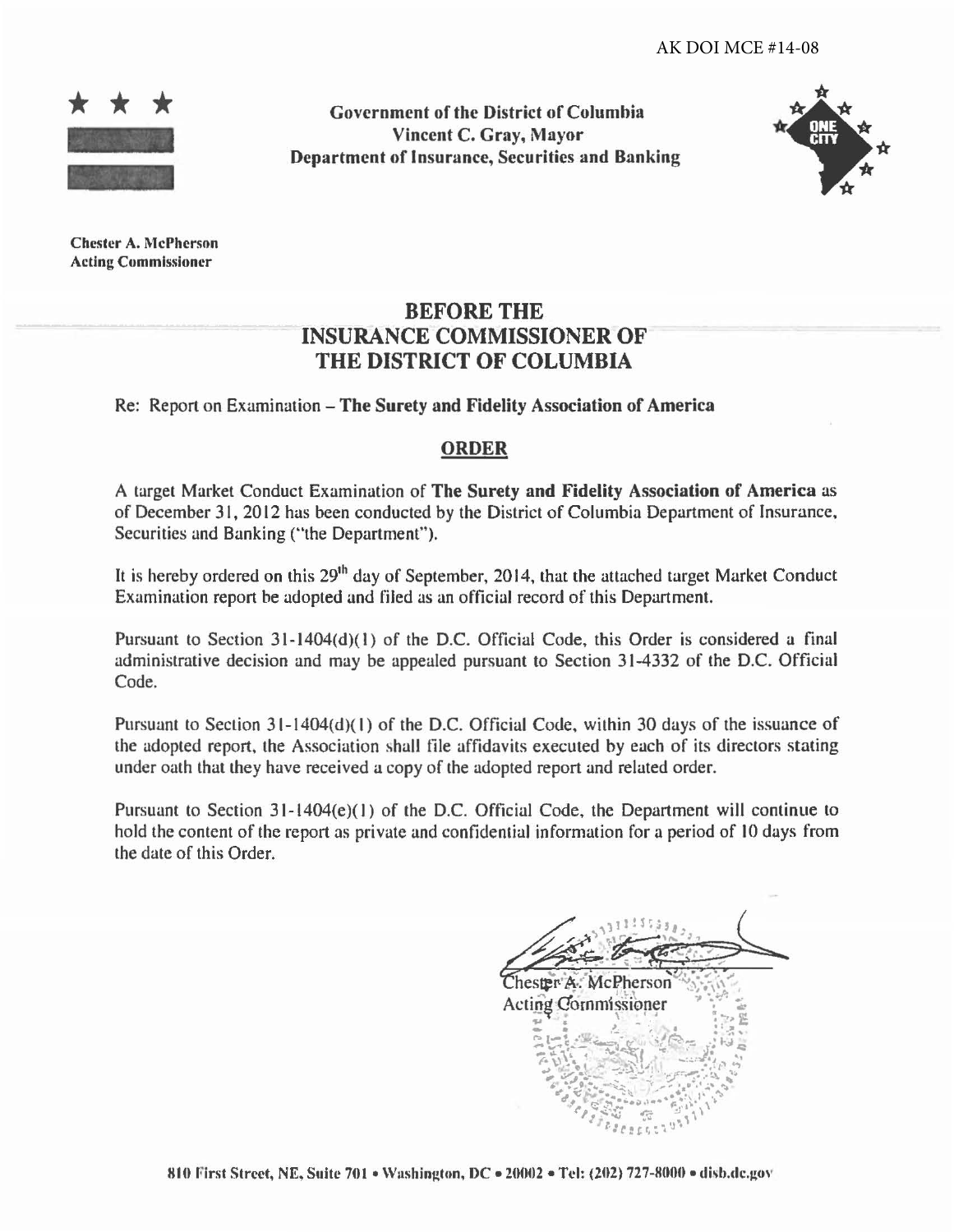AK DOI MCE #14-08

**Government of the District of Columbia**
**Vincent C. Gray, Mayor**
**Department of Insurance, Securities and Banking**

**Chester A. McPherson**
**Acting Commissioner**

# BEFORE THE INSURANCE COMMISSIONER OF THE DISTRICT OF COLUMBIA

Re: Report on Examination – **The Surety and Fidelity Association of America**

## ORDER

A target Market Conduct Examination of **The Surety and Fidelity Association of America** as of December 31, 2012 has been conducted by the District of Columbia Department of Insurance, Securities and Banking ("the Department").

It is hereby ordered on this 29th day of September, 2014, that the attached target Market Conduct Examination report be adopted and filed as an official record of this Department.

Pursuant to Section 31-1404(d)(1) of the D.C. Official Code, this Order is considered a final administrative decision and may be appealed pursuant to Section 31-4332 of the D.C. Official Code.

Pursuant to Section 31-1404(d)(1) of the D.C. Official Code, within 30 days of the issuance of the adopted report, the Association shall file affidavits executed by each of its directors stating under oath that they have received a copy of the adopted report and related order.

Pursuant to Section 31-1404(e)(1) of the D.C. Official Code, the Department will continue to hold the content of the report as private and confidential information for a period of 10 days from the date of this Order.

Chester A. McPherson
Acting Commissioner

810 First Street, NE, Suite 701 • Washington, DC • 20002 • Tel: (202) 727-8000 • disb.dc.gov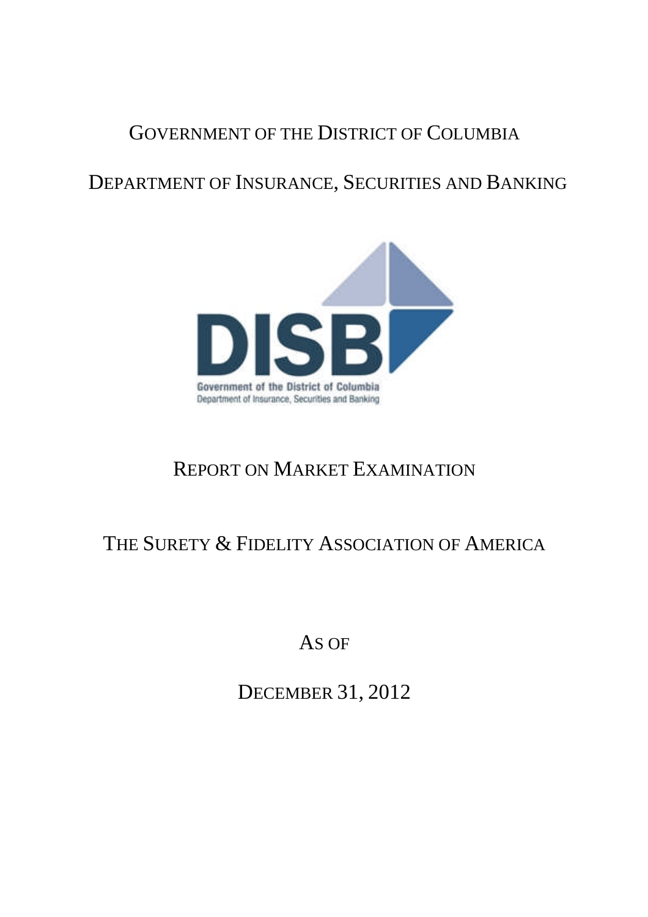GOVERNMENT OF THE DISTRICT OF COLUMBIA

DEPARTMENT OF INSURANCE, SECURITIES AND BANKING

REPORT ON MARKET EXAMINATION

THE SURETY & FIDELITY ASSOCIATION OF AMERICA

AS OF

DECEMBER 31, 2012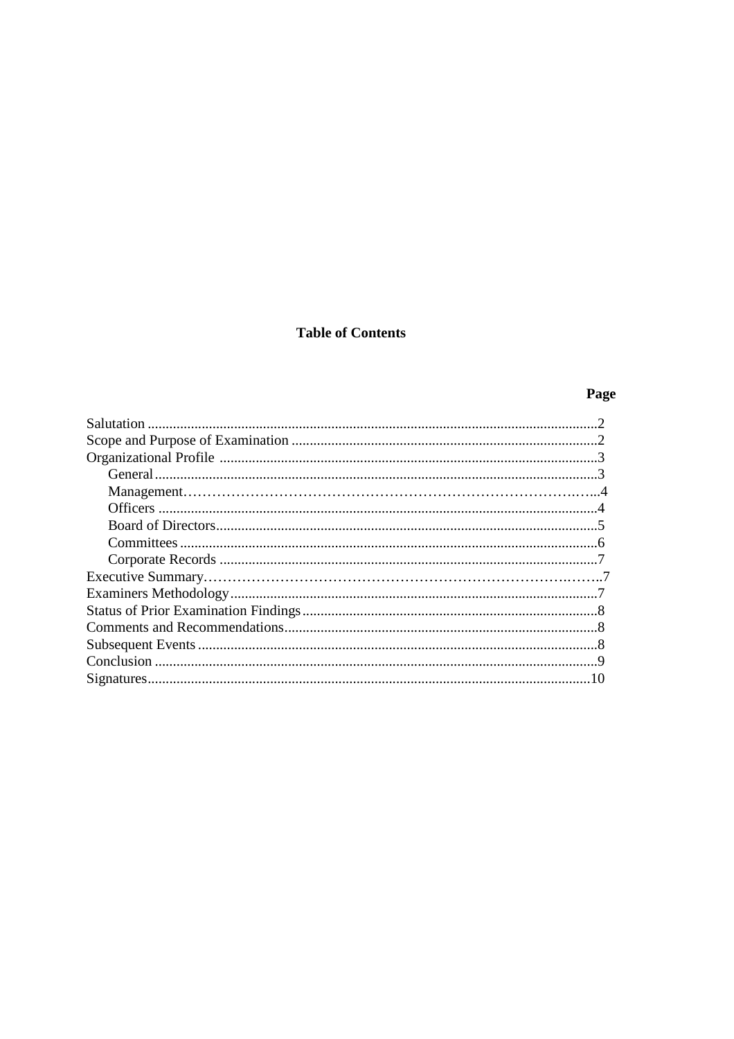## Table of Contents

| | Page |
|---|---|
| Salutation | 2 |
| Scope and Purpose of Examination | 2 |
| Organizational Profile | 3 |
| General | 3 |
| Management | 4 |
| Officers | 4 |
| Board of Directors | 5 |
| Committees | 6 |
| Corporate Records | 7 |
| Executive Summary | 7 |
| Examiners Methodology | 7 |
| Status of Prior Examination Findings | 8 |
| Comments and Recommendations | 8 |
| Subsequent Events | 8 |
| Conclusion | 9 |
| Signatures | 10 |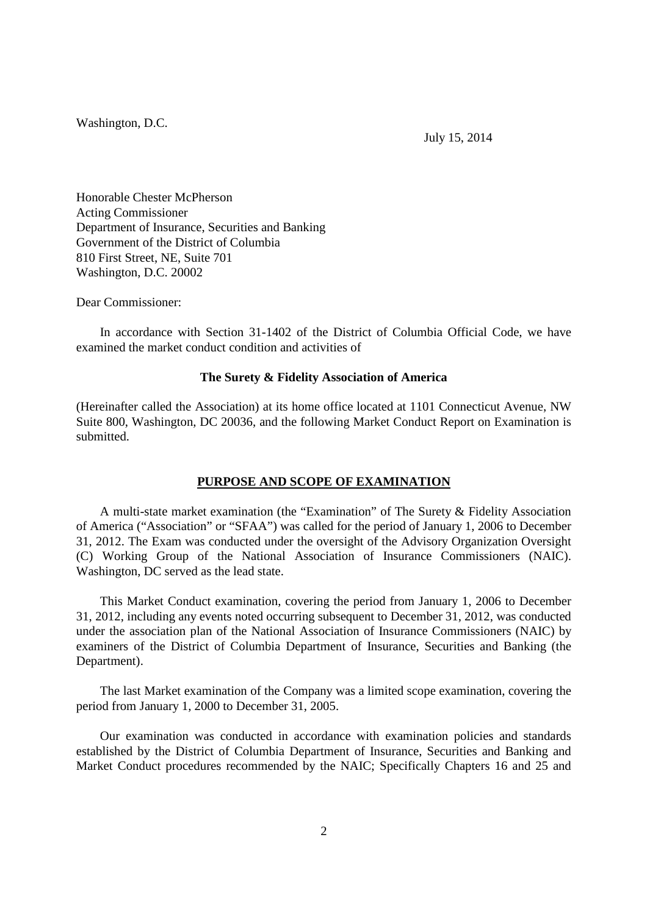Washington, D.C.

July 15, 2014

Honorable Chester McPherson  
Acting Commissioner  
Department of Insurance, Securities and Banking  
Government of the District of Columbia  
810 First Street, NE, Suite 701  
Washington, D.C. 20002

Dear Commissioner:

In accordance with Section 31-1402 of the District of Columbia Official Code, we have examined the market conduct condition and activities of

**The Surety & Fidelity Association of America**

(Hereinafter called the Association) at its home office located at 1101 Connecticut Avenue, NW Suite 800, Washington, DC 20036, and the following Market Conduct Report on Examination is submitted.

## PURPOSE AND SCOPE OF EXAMINATION

A multi-state market examination (the "Examination" of The Surety & Fidelity Association of America ("Association" or "SFAA") was called for the period of January 1, 2006 to December 31, 2012. The Exam was conducted under the oversight of the Advisory Organization Oversight (C) Working Group of the National Association of Insurance Commissioners (NAIC). Washington, DC served as the lead state.

This Market Conduct examination, covering the period from January 1, 2006 to December 31, 2012, including any events noted occurring subsequent to December 31, 2012, was conducted under the association plan of the National Association of Insurance Commissioners (NAIC) by examiners of the District of Columbia Department of Insurance, Securities and Banking (the Department).

The last Market examination of the Company was a limited scope examination, covering the period from January 1, 2000 to December 31, 2005.

Our examination was conducted in accordance with examination policies and standards established by the District of Columbia Department of Insurance, Securities and Banking and Market Conduct procedures recommended by the NAIC; Specifically Chapters 16 and 25 and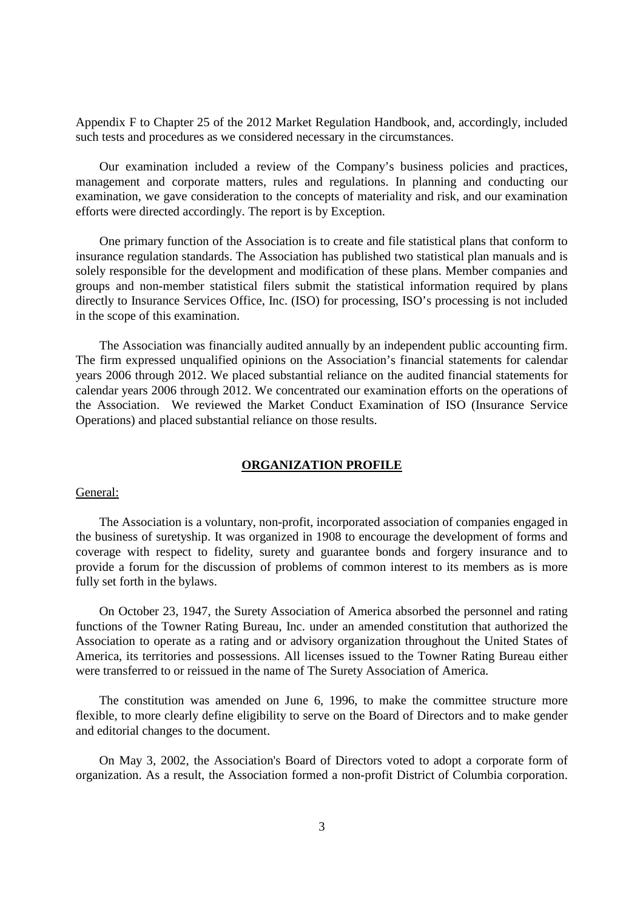Appendix F to Chapter 25 of the 2012 Market Regulation Handbook, and, accordingly, included such tests and procedures as we considered necessary in the circumstances.

Our examination included a review of the Company's business policies and practices, management and corporate matters, rules and regulations. In planning and conducting our examination, we gave consideration to the concepts of materiality and risk, and our examination efforts were directed accordingly. The report is by Exception.

One primary function of the Association is to create and file statistical plans that conform to insurance regulation standards. The Association has published two statistical plan manuals and is solely responsible for the development and modification of these plans. Member companies and groups and non-member statistical filers submit the statistical information required by plans directly to Insurance Services Office, Inc. (ISO) for processing, ISO's processing is not included in the scope of this examination.

The Association was financially audited annually by an independent public accounting firm. The firm expressed unqualified opinions on the Association's financial statements for calendar years 2006 through 2012. We placed substantial reliance on the audited financial statements for calendar years 2006 through 2012. We concentrated our examination efforts on the operations of the Association. We reviewed the Market Conduct Examination of ISO (Insurance Service Operations) and placed substantial reliance on those results.

## ORGANIZATION PROFILE

General:

The Association is a voluntary, non-profit, incorporated association of companies engaged in the business of suretyship. It was organized in 1908 to encourage the development of forms and coverage with respect to fidelity, surety and guarantee bonds and forgery insurance and to provide a forum for the discussion of problems of common interest to its members as is more fully set forth in the bylaws.

On October 23, 1947, the Surety Association of America absorbed the personnel and rating functions of the Towner Rating Bureau, Inc. under an amended constitution that authorized the Association to operate as a rating and or advisory organization throughout the United States of America, its territories and possessions. All licenses issued to the Towner Rating Bureau either were transferred to or reissued in the name of The Surety Association of America.

The constitution was amended on June 6, 1996, to make the committee structure more flexible, to more clearly define eligibility to serve on the Board of Directors and to make gender and editorial changes to the document.

On May 3, 2002, the Association's Board of Directors voted to adopt a corporate form of organization. As a result, the Association formed a non-profit District of Columbia corporation.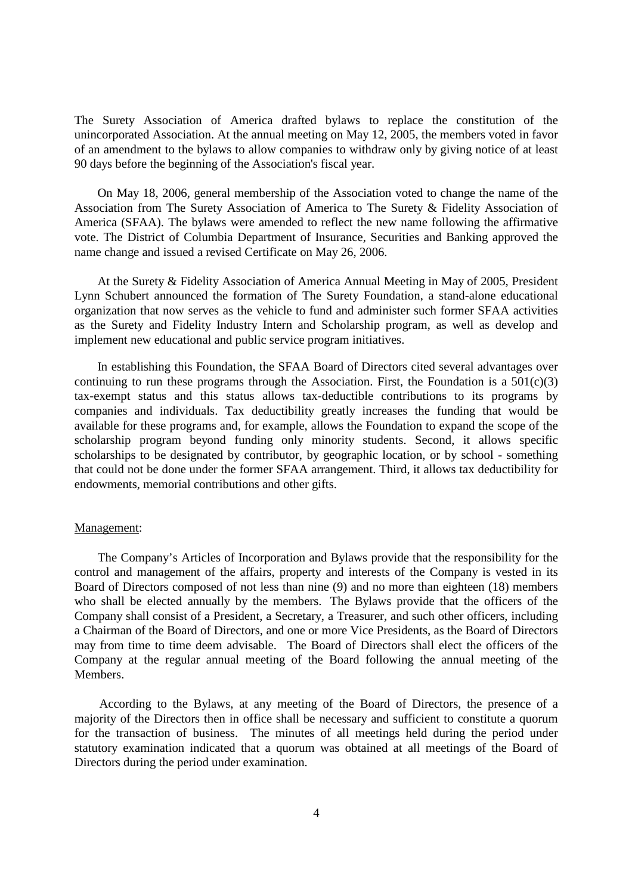The Surety Association of America drafted bylaws to replace the constitution of the unincorporated Association. At the annual meeting on May 12, 2005, the members voted in favor of an amendment to the bylaws to allow companies to withdraw only by giving notice of at least 90 days before the beginning of the Association's fiscal year.

On May 18, 2006, general membership of the Association voted to change the name of the Association from The Surety Association of America to The Surety & Fidelity Association of America (SFAA). The bylaws were amended to reflect the new name following the affirmative vote. The District of Columbia Department of Insurance, Securities and Banking approved the name change and issued a revised Certificate on May 26, 2006.

At the Surety & Fidelity Association of America Annual Meeting in May of 2005, President Lynn Schubert announced the formation of The Surety Foundation, a stand-alone educational organization that now serves as the vehicle to fund and administer such former SFAA activities as the Surety and Fidelity Industry Intern and Scholarship program, as well as develop and implement new educational and public service program initiatives.

In establishing this Foundation, the SFAA Board of Directors cited several advantages over continuing to run these programs through the Association. First, the Foundation is a 501(c)(3) tax-exempt status and this status allows tax-deductible contributions to its programs by companies and individuals. Tax deductibility greatly increases the funding that would be available for these programs and, for example, allows the Foundation to expand the scope of the scholarship program beyond funding only minority students. Second, it allows specific scholarships to be designated by contributor, by geographic location, or by school - something that could not be done under the former SFAA arrangement. Third, it allows tax deductibility for endowments, memorial contributions and other gifts.

Management:

The Company's Articles of Incorporation and Bylaws provide that the responsibility for the control and management of the affairs, property and interests of the Company is vested in its Board of Directors composed of not less than nine (9) and no more than eighteen (18) members who shall be elected annually by the members. The Bylaws provide that the officers of the Company shall consist of a President, a Secretary, a Treasurer, and such other officers, including a Chairman of the Board of Directors, and one or more Vice Presidents, as the Board of Directors may from time to time deem advisable. The Board of Directors shall elect the officers of the Company at the regular annual meeting of the Board following the annual meeting of the Members.

According to the Bylaws, at any meeting of the Board of Directors, the presence of a majority of the Directors then in office shall be necessary and sufficient to constitute a quorum for the transaction of business. The minutes of all meetings held during the period under statutory examination indicated that a quorum was obtained at all meetings of the Board of Directors during the period under examination.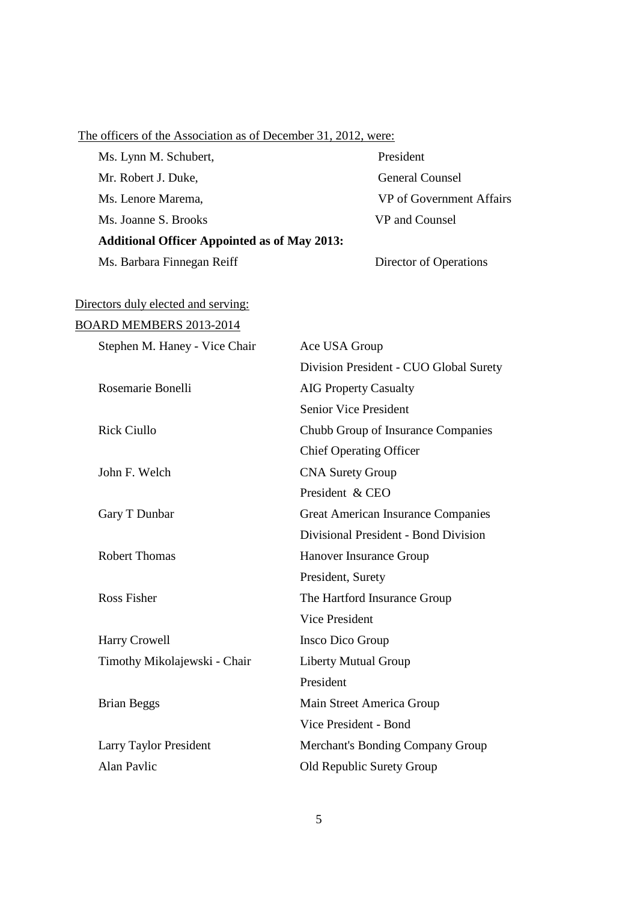<u>The officers of the Association as of December 31, 2012, were:</u>

| | |
|---|---|
| Ms. Lynn M. Schubert, | President |
| Mr. Robert J. Duke, | General Counsel |
| Ms. Lenore Marema, | VP of Government Affairs |
| Ms. Joanne S. Brooks | VP and Counsel |
| **Additional Officer Appointed as of May 2013:** | |
| Ms. Barbara Finnegan Reiff | Director of Operations |

<u>Directors duly elected and serving:</u>

<u>BOARD MEMBERS 2013-2014</u>

| | |
|---|---|
| Stephen M. Haney - Vice Chair | Ace USA Group |
| | Division President - CUO Global Surety |
| Rosemarie Bonelli | AIG Property Casualty |
| | Senior Vice President |
| Rick Ciullo | Chubb Group of Insurance Companies |
| | Chief Operating Officer |
| John F. Welch | CNA Surety Group |
| | President & CEO |
| Gary T Dunbar | Great American Insurance Companies |
| | Divisional President - Bond Division |
| Robert Thomas | Hanover Insurance Group |
| | President, Surety |
| Ross Fisher | The Hartford Insurance Group |
| | Vice President |
| Harry Crowell | Insco Dico Group |
| Timothy Mikolajewski - Chair | Liberty Mutual Group |
| | President |
| Brian Beggs | Main Street America Group |
| | Vice President - Bond |
| Larry Taylor President | Merchant's Bonding Company Group |
| Alan Pavlic | Old Republic Surety Group |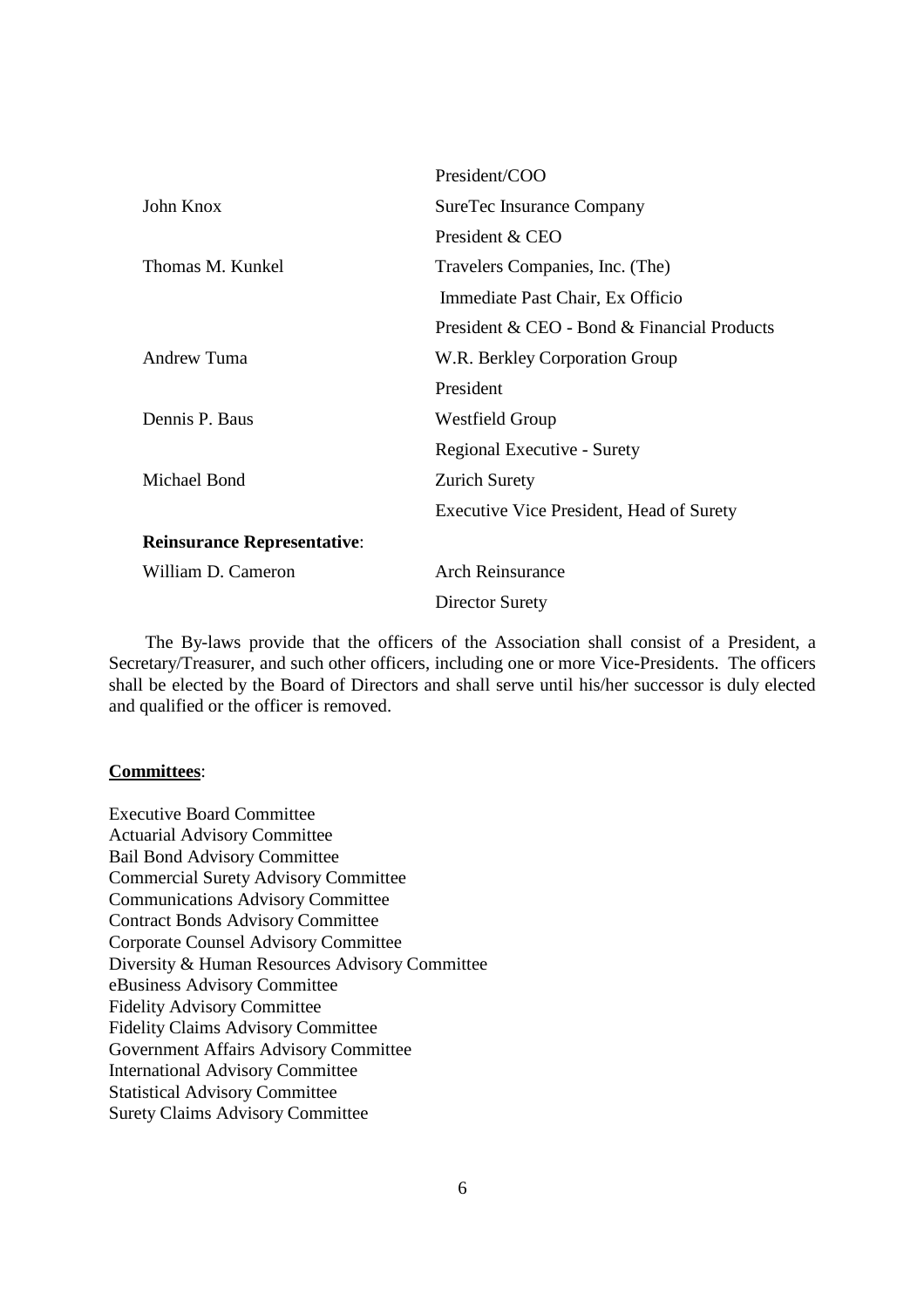| | |
|---|---|
| | President/COO |
| John Knox | SureTec Insurance Company |
| | President & CEO |
| Thomas M. Kunkel | Travelers Companies, Inc. (The) |
| | Immediate Past Chair, Ex Officio |
| | President & CEO - Bond & Financial Products |
| Andrew Tuma | W.R. Berkley Corporation Group |
| | President |
| Dennis P. Baus | Westfield Group |
| | Regional Executive - Surety |
| Michael Bond | Zurich Surety |
| | Executive Vice President, Head of Surety |
| **Reinsurance Representative**: | |
| William D. Cameron | Arch Reinsurance |
| | Director Surety |

The By-laws provide that the officers of the Association shall consist of a President, a Secretary/Treasurer, and such other officers, including one or more Vice-Presidents. The officers shall be elected by the Board of Directors and shall serve until his/her successor is duly elected and qualified or the officer is removed.

**Committees**:

Executive Board Committee
Actuarial Advisory Committee
Bail Bond Advisory Committee
Commercial Surety Advisory Committee
Communications Advisory Committee
Contract Bonds Advisory Committee
Corporate Counsel Advisory Committee
Diversity & Human Resources Advisory Committee
eBusiness Advisory Committee
Fidelity Advisory Committee
Fidelity Claims Advisory Committee
Government Affairs Advisory Committee
International Advisory Committee
Statistical Advisory Committee
Surety Claims Advisory Committee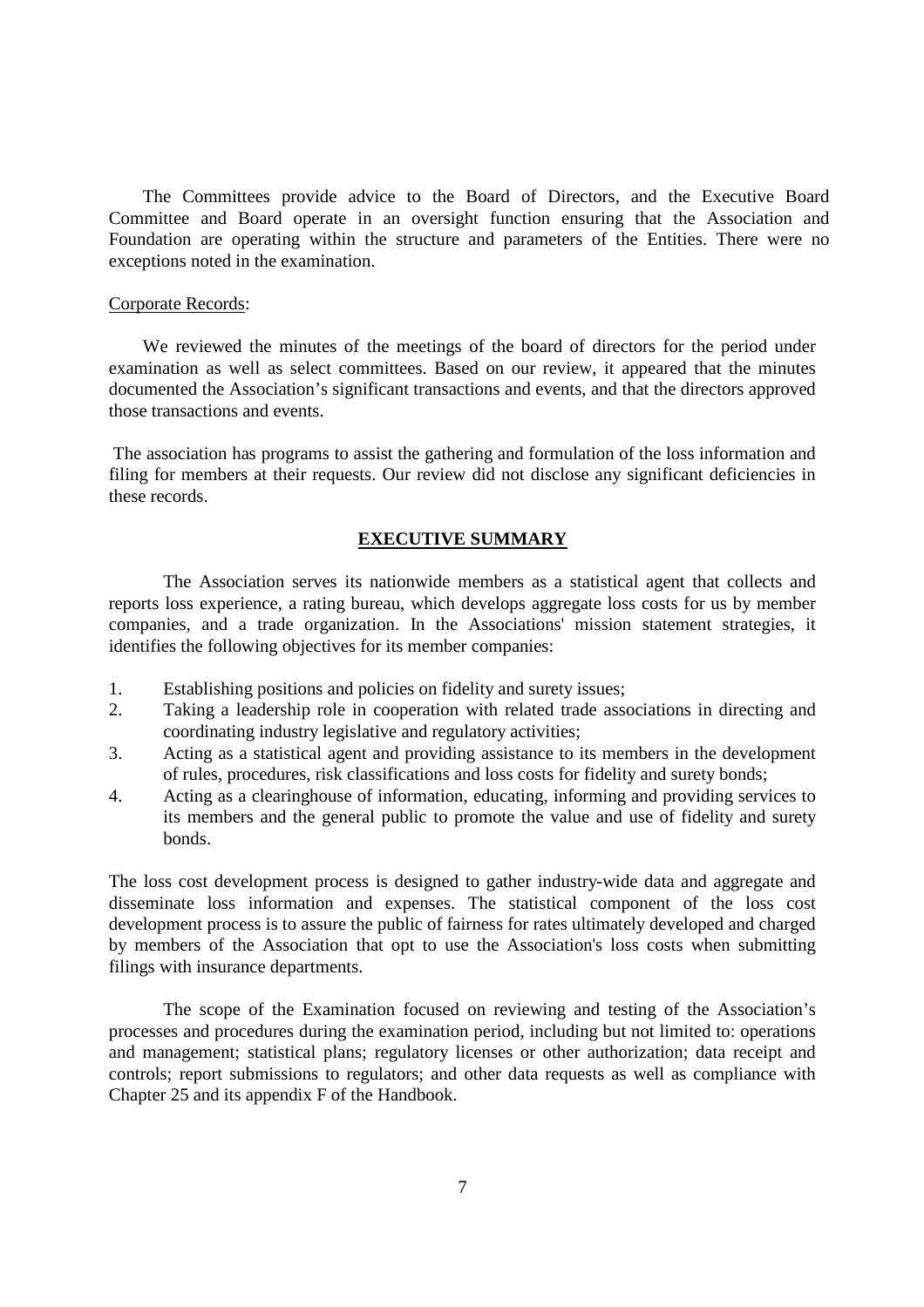The Committees provide advice to the Board of Directors, and the Executive Board Committee and Board operate in an oversight function ensuring that the Association and Foundation are operating within the structure and parameters of the Entities. There were no exceptions noted in the examination.

Corporate Records:

We reviewed the minutes of the meetings of the board of directors for the period under examination as well as select committees. Based on our review, it appeared that the minutes documented the Association's significant transactions and events, and that the directors approved those transactions and events.

The association has programs to assist the gathering and formulation of the loss information and filing for members at their requests. Our review did not disclose any significant deficiencies in these records.

## EXECUTIVE SUMMARY

The Association serves its nationwide members as a statistical agent that collects and reports loss experience, a rating bureau, which develops aggregate loss costs for us by member companies, and a trade organization. In the Associations' mission statement strategies, it identifies the following objectives for its member companies:

1. Establishing positions and policies on fidelity and surety issues;
2. Taking a leadership role in cooperation with related trade associations in directing and coordinating industry legislative and regulatory activities;
3. Acting as a statistical agent and providing assistance to its members in the development of rules, procedures, risk classifications and loss costs for fidelity and surety bonds;
4. Acting as a clearinghouse of information, educating, informing and providing services to its members and the general public to promote the value and use of fidelity and surety bonds.

The loss cost development process is designed to gather industry-wide data and aggregate and disseminate loss information and expenses. The statistical component of the loss cost development process is to assure the public of fairness for rates ultimately developed and charged by members of the Association that opt to use the Association's loss costs when submitting filings with insurance departments.

The scope of the Examination focused on reviewing and testing of the Association's processes and procedures during the examination period, including but not limited to: operations and management; statistical plans; regulatory licenses or other authorization; data receipt and controls; report submissions to regulators; and other data requests as well as compliance with Chapter 25 and its appendix F of the Handbook.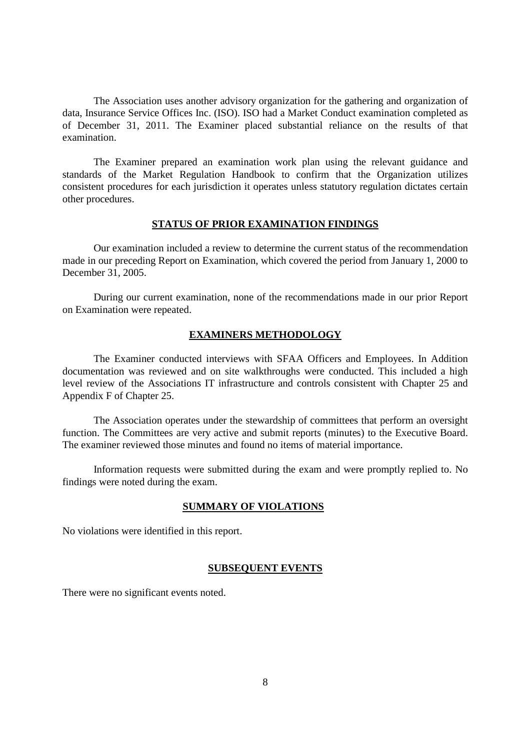The Association uses another advisory organization for the gathering and organization of data, Insurance Service Offices Inc. (ISO). ISO had a Market Conduct examination completed as of December 31, 2011. The Examiner placed substantial reliance on the results of that examination.

The Examiner prepared an examination work plan using the relevant guidance and standards of the Market Regulation Handbook to confirm that the Organization utilizes consistent procedures for each jurisdiction it operates unless statutory regulation dictates certain other procedures.

## STATUS OF PRIOR EXAMINATION FINDINGS

Our examination included a review to determine the current status of the recommendation made in our preceding Report on Examination, which covered the period from January 1, 2000 to December 31, 2005.

During our current examination, none of the recommendations made in our prior Report on Examination were repeated.

## EXAMINERS METHODOLOGY

The Examiner conducted interviews with SFAA Officers and Employees. In Addition documentation was reviewed and on site walkthroughs were conducted. This included a high level review of the Associations IT infrastructure and controls consistent with Chapter 25 and Appendix F of Chapter 25.

The Association operates under the stewardship of committees that perform an oversight function. The Committees are very active and submit reports (minutes) to the Executive Board. The examiner reviewed those minutes and found no items of material importance.

Information requests were submitted during the exam and were promptly replied to. No findings were noted during the exam.

## SUMMARY OF VIOLATIONS

No violations were identified in this report.

## SUBSEQUENT EVENTS

There were no significant events noted.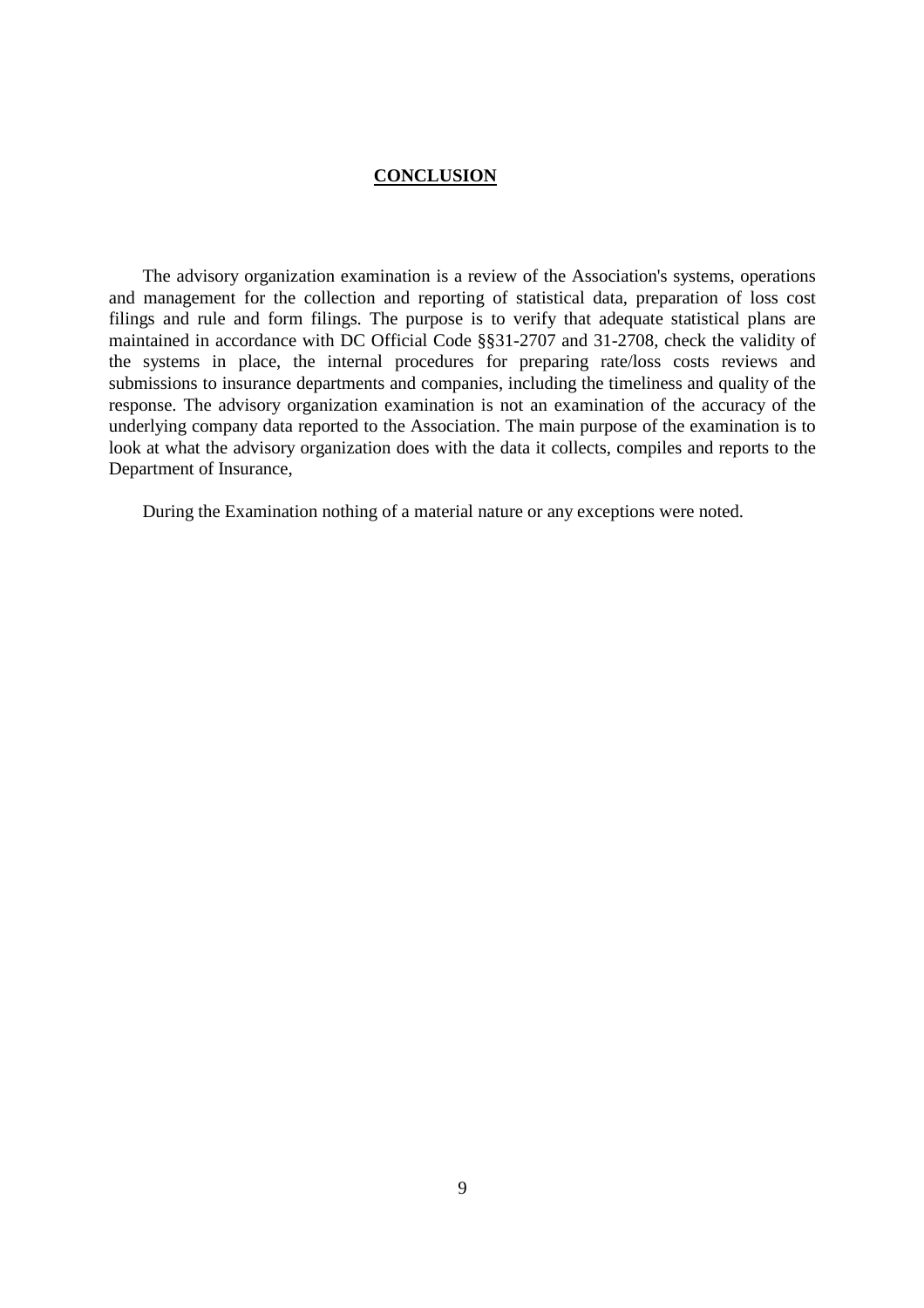## CONCLUSION

The advisory organization examination is a review of the Association's systems, operations and management for the collection and reporting of statistical data, preparation of loss cost filings and rule and form filings. The purpose is to verify that adequate statistical plans are maintained in accordance with DC Official Code §§31-2707 and 31-2708, check the validity of the systems in place, the internal procedures for preparing rate/loss costs reviews and submissions to insurance departments and companies, including the timeliness and quality of the response. The advisory organization examination is not an examination of the accuracy of the underlying company data reported to the Association. The main purpose of the examination is to look at what the advisory organization does with the data it collects, compiles and reports to the Department of Insurance,

During the Examination nothing of a material nature or any exceptions were noted.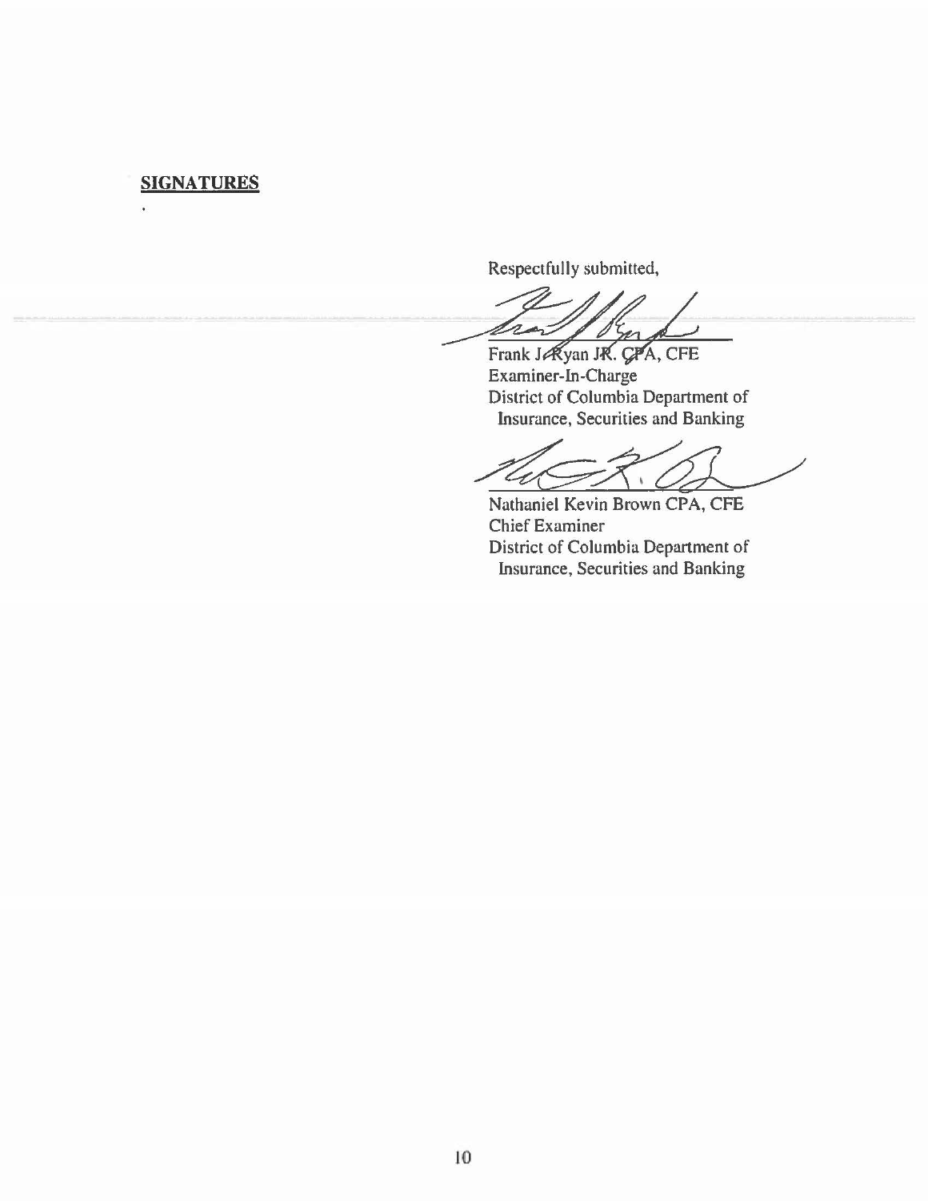**SIGNATURES**

Respectfully submitted,

Frank J. Ryan JR. CPA, CFE
Examiner-In-Charge
District of Columbia Department of
Insurance, Securities and Banking

Nathaniel Kevin Brown CPA, CFE
Chief Examiner
District of Columbia Department of
Insurance, Securities and Banking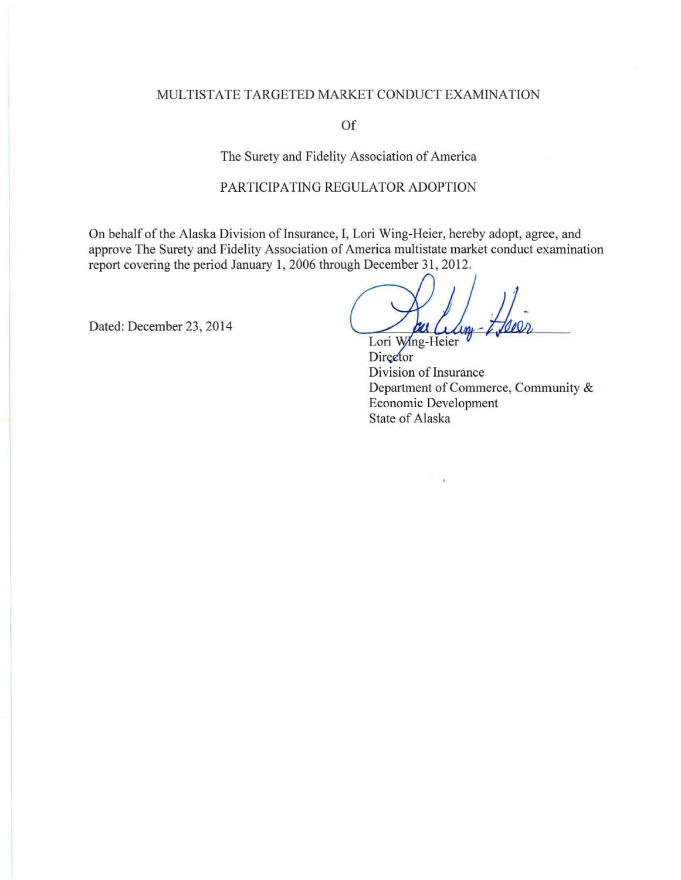MULTISTATE TARGETED MARKET CONDUCT EXAMINATION

Of

The Surety and Fidelity Association of America

PARTICIPATING REGULATOR ADOPTION

On behalf of the Alaska Division of Insurance, I, Lori Wing-Heier, hereby adopt, agree, and approve The Surety and Fidelity Association of America multistate market conduct examination report covering the period January 1, 2006 through December 31, 2012.

Dated: December 23, 2014

Lori Wing-Heier
Director
Division of Insurance
Department of Commerce, Community & Economic Development
State of Alaska